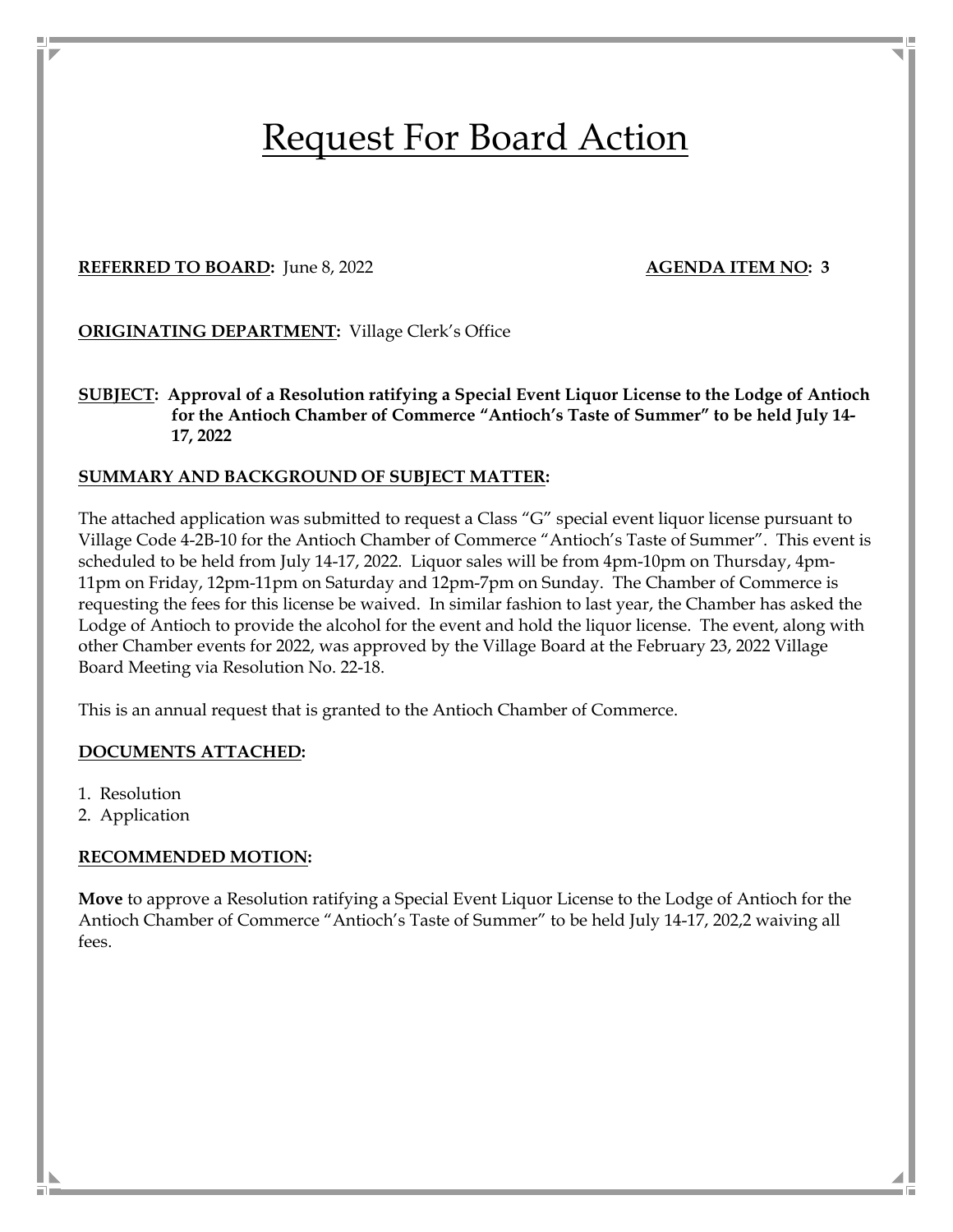# Request For Board Action

**REFERRED TO BOARD:** June 8, 2022 **AGENDA ITEM NO: 3**

**ORIGINATING DEPARTMENT:** Village Clerk's Office

**SUBJECT: Approval of a Resolution ratifying a Special Event Liquor License to the Lodge of Antioch for the Antioch Chamber of Commerce "Antioch's Taste of Summer" to be held July 14-17, 2022**

**SUMMARY AND BACKGROUND OF SUBJECT MATTER:**

The attached application was submitted to request a Class "G" special event liquor license pursuant to Village Code 4-2B-10 for the Antioch Chamber of Commerce "Antioch's Taste of Summer". This event is scheduled to be held from July 14-17, 2022. Liquor sales will be from 4pm-10pm on Thursday, 4pm-11pm on Friday, 12pm-11pm on Saturday and 12pm-7pm on Sunday. The Chamber of Commerce is requesting the fees for this license be waived. In similar fashion to last year, the Chamber has asked the Lodge of Antioch to provide the alcohol for the event and hold the liquor license. The event, along with other Chamber events for 2022, was approved by the Village Board at the February 23, 2022 Village Board Meeting via Resolution No. 22-18.

This is an annual request that is granted to the Antioch Chamber of Commerce.

**DOCUMENTS ATTACHED:**

1. Resolution
2. Application

**RECOMMENDED MOTION:**

**Move** to approve a Resolution ratifying a Special Event Liquor License to the Lodge of Antioch for the Antioch Chamber of Commerce "Antioch's Taste of Summer" to be held July 14-17, 202,2 waiving all fees.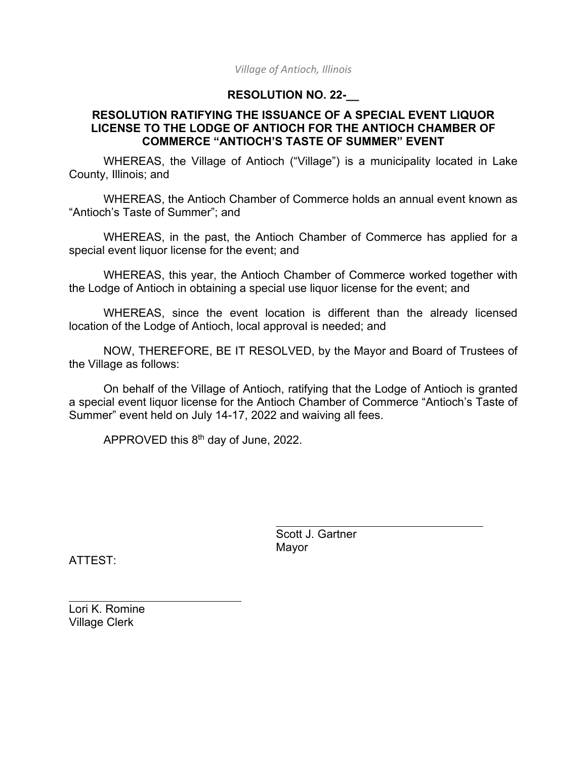*Village of Antioch, Illinois*

**RESOLUTION NO. 22-__**

**RESOLUTION RATIFYING THE ISSUANCE OF A SPECIAL EVENT LIQUOR LICENSE TO THE LODGE OF ANTIOCH FOR THE ANTIOCH CHAMBER OF COMMERCE "ANTIOCH'S TASTE OF SUMMER" EVENT**

WHEREAS, the Village of Antioch ("Village") is a municipality located in Lake County, Illinois; and

WHEREAS, the Antioch Chamber of Commerce holds an annual event known as "Antioch's Taste of Summer"; and

WHEREAS, in the past, the Antioch Chamber of Commerce has applied for a special event liquor license for the event; and

WHEREAS, this year, the Antioch Chamber of Commerce worked together with the Lodge of Antioch in obtaining a special use liquor license for the event; and

WHEREAS, since the event location is different than the already licensed location of the Lodge of Antioch, local approval is needed; and

NOW, THEREFORE, BE IT RESOLVED, by the Mayor and Board of Trustees of the Village as follows:

On behalf of the Village of Antioch, ratifying that the Lodge of Antioch is granted a special event liquor license for the Antioch Chamber of Commerce "Antioch's Taste of Summer" event held on July 14-17, 2022 and waiving all fees.

APPROVED this 8th day of June, 2022.

\_\_\_\_\_\_\_\_\_\_\_\_\_\_\_\_\_\_\_\_\_\_\_\_\_\_\_\_\_\_\_\_\_\_\_\_
Scott J. Gartner
Mayor

ATTEST:

\_\_\_\_\_\_\_\_\_\_\_\_\_\_\_\_\_\_\_\_\_\_\_\_\_\_\_\_\_\_
Lori K. Romine
Village Clerk